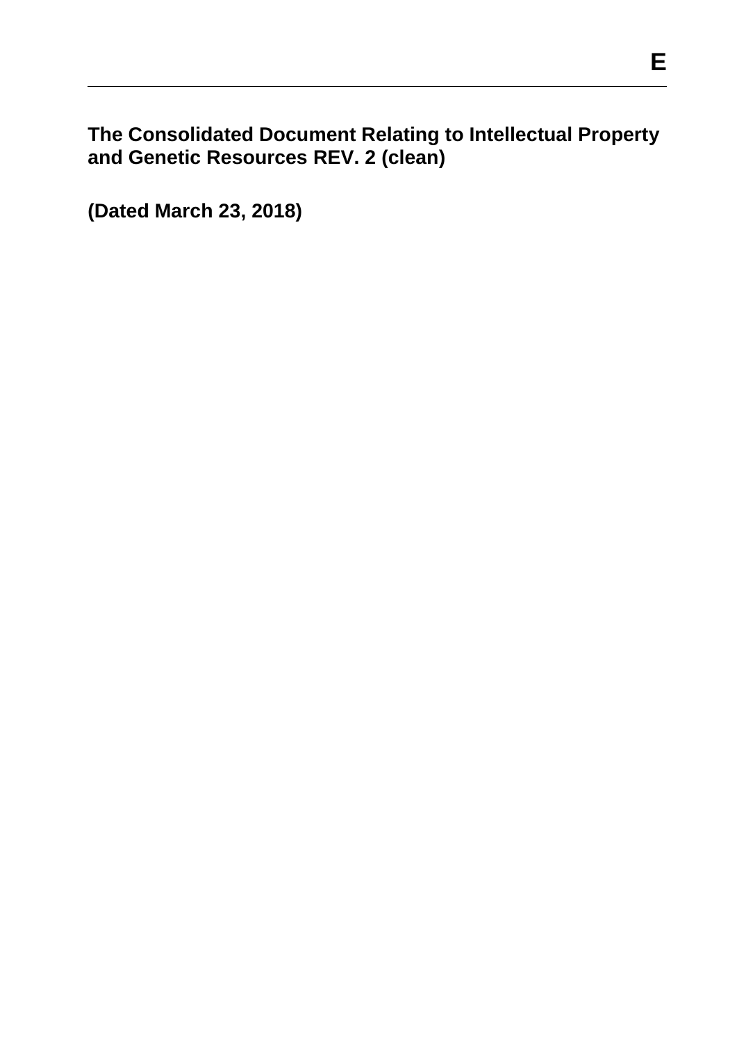E

# The Consolidated Document Relating to Intellectual Property and Genetic Resources REV. 2 (clean)

**(Dated March 23, 2018)**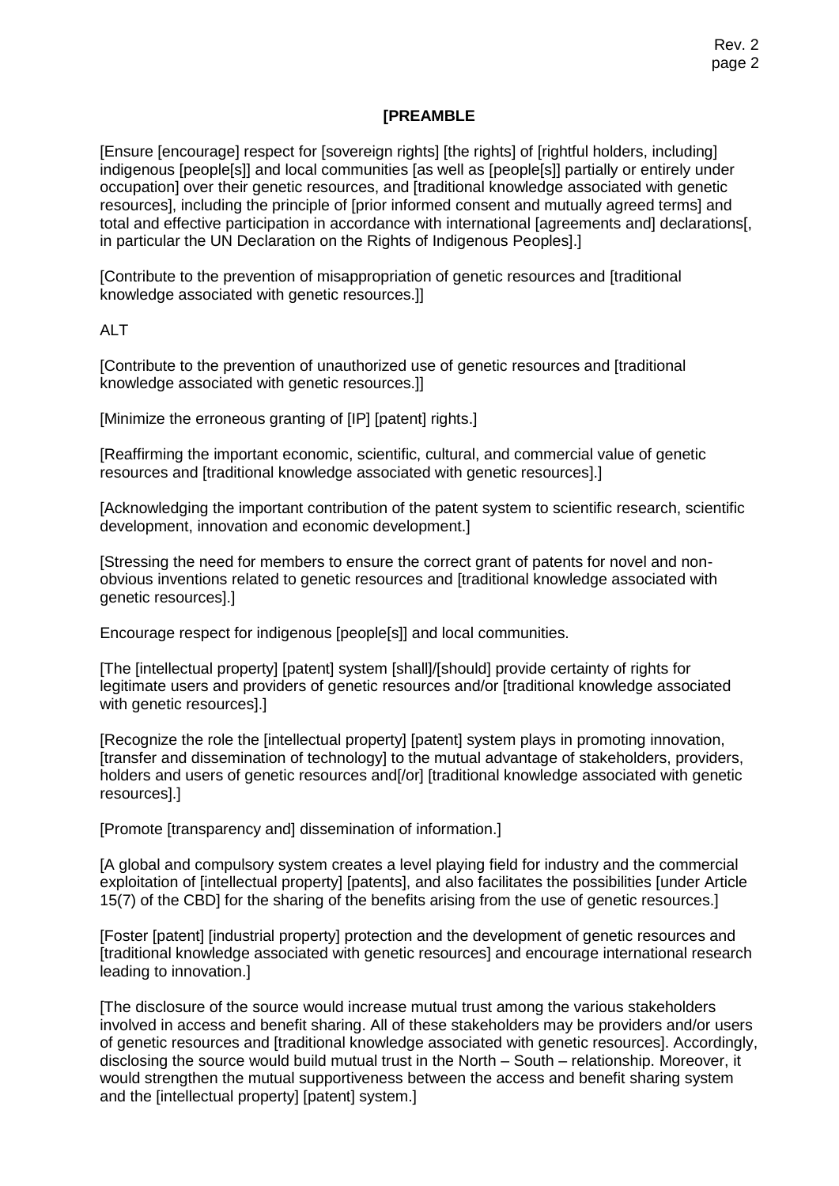**[PREAMBLE**

[Ensure [encourage] respect for [sovereign rights] [the rights] of [rightful holders, including] indigenous [people[s]] and local communities [as well as [people[s]] partially or entirely under occupation] over their genetic resources, and [traditional knowledge associated with genetic resources], including the principle of [prior informed consent and mutually agreed terms] and total and effective participation in accordance with international [agreements and] declarations[, in particular the UN Declaration on the Rights of Indigenous Peoples].]

[Contribute to the prevention of misappropriation of genetic resources and [traditional knowledge associated with genetic resources.]]

ALT

[Contribute to the prevention of unauthorized use of genetic resources and [traditional knowledge associated with genetic resources.]]

[Minimize the erroneous granting of [IP] [patent] rights.]

[Reaffirming the important economic, scientific, cultural, and commercial value of genetic resources and [traditional knowledge associated with genetic resources].]

[Acknowledging the important contribution of the patent system to scientific research, scientific development, innovation and economic development.]

[Stressing the need for members to ensure the correct grant of patents for novel and non-obvious inventions related to genetic resources and [traditional knowledge associated with genetic resources].]

Encourage respect for indigenous [people[s]] and local communities.

[The [intellectual property] [patent] system [shall]/[should] provide certainty of rights for legitimate users and providers of genetic resources and/or [traditional knowledge associated with genetic resources].]

[Recognize the role the [intellectual property] [patent] system plays in promoting innovation, [transfer and dissemination of technology] to the mutual advantage of stakeholders, providers, holders and users of genetic resources and[/or] [traditional knowledge associated with genetic resources].]

[Promote [transparency and] dissemination of information.]

[A global and compulsory system creates a level playing field for industry and the commercial exploitation of [intellectual property] [patents], and also facilitates the possibilities [under Article 15(7) of the CBD] for the sharing of the benefits arising from the use of genetic resources.]

[Foster [patent] [industrial property] protection and the development of genetic resources and [traditional knowledge associated with genetic resources] and encourage international research leading to innovation.]

[The disclosure of the source would increase mutual trust among the various stakeholders involved in access and benefit sharing. All of these stakeholders may be providers and/or users of genetic resources and [traditional knowledge associated with genetic resources]. Accordingly, disclosing the source would build mutual trust in the North – South – relationship. Moreover, it would strengthen the mutual supportiveness between the access and benefit sharing system and the [intellectual property] [patent] system.]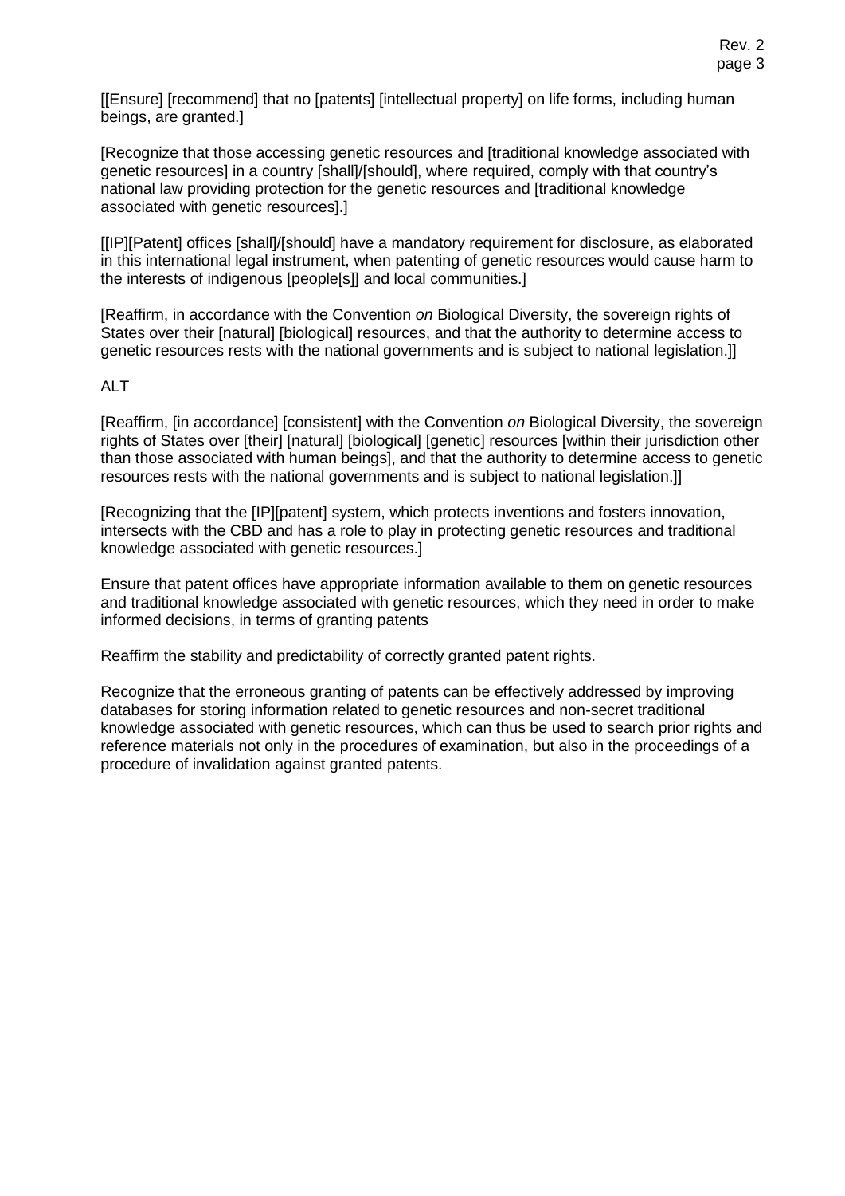[[Ensure] [recommend] that no [patents] [intellectual property] on life forms, including human beings, are granted.]

[Recognize that those accessing genetic resources and [traditional knowledge associated with genetic resources] in a country [shall]/[should], where required, comply with that country's national law providing protection for the genetic resources and [traditional knowledge associated with genetic resources].]

[[IP][Patent] offices [shall]/[should] have a mandatory requirement for disclosure, as elaborated in this international legal instrument, when patenting of genetic resources would cause harm to the interests of indigenous [people[s]] and local communities.]

[Reaffirm, in accordance with the Convention *on* Biological Diversity, the sovereign rights of States over their [natural] [biological] resources, and that the authority to determine access to genetic resources rests with the national governments and is subject to national legislation.]]

ALT

[Reaffirm, [in accordance] [consistent] with the Convention *on* Biological Diversity, the sovereign rights of States over [their] [natural] [biological] [genetic] resources [within their jurisdiction other than those associated with human beings], and that the authority to determine access to genetic resources rests with the national governments and is subject to national legislation.]]

[Recognizing that the [IP][patent] system, which protects inventions and fosters innovation, intersects with the CBD and has a role to play in protecting genetic resources and traditional knowledge associated with genetic resources.]

Ensure that patent offices have appropriate information available to them on genetic resources and traditional knowledge associated with genetic resources, which they need in order to make informed decisions, in terms of granting patents

Reaffirm the stability and predictability of correctly granted patent rights.

Recognize that the erroneous granting of patents can be effectively addressed by improving databases for storing information related to genetic resources and non-secret traditional knowledge associated with genetic resources, which can thus be used to search prior rights and reference materials not only in the procedures of examination, but also in the proceedings of a procedure of invalidation against granted patents.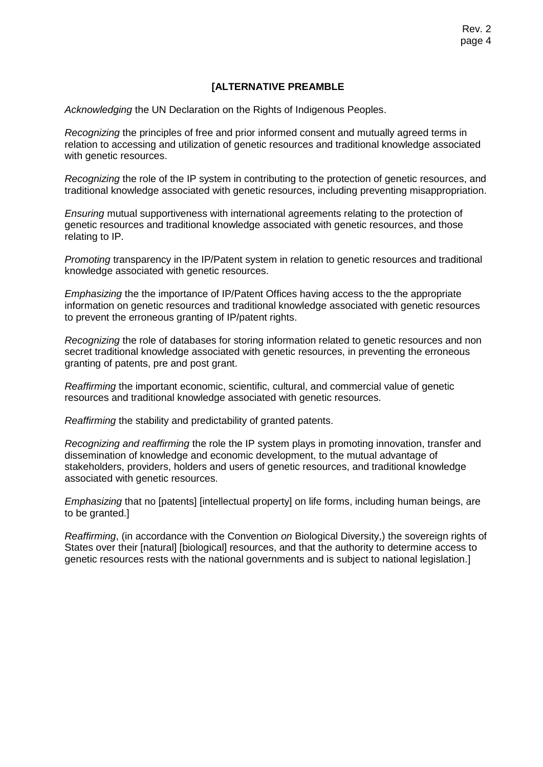**[ALTERNATIVE PREAMBLE**

*Acknowledging* the UN Declaration on the Rights of Indigenous Peoples.

*Recognizing* the principles of free and prior informed consent and mutually agreed terms in relation to accessing and utilization of genetic resources and traditional knowledge associated with genetic resources.

*Recognizing* the role of the IP system in contributing to the protection of genetic resources, and traditional knowledge associated with genetic resources, including preventing misappropriation.

*Ensuring* mutual supportiveness with international agreements relating to the protection of genetic resources and traditional knowledge associated with genetic resources, and those relating to IP.

*Promoting* transparency in the IP/Patent system in relation to genetic resources and traditional knowledge associated with genetic resources.

*Emphasizing* the the importance of IP/Patent Offices having access to the the appropriate information on genetic resources and traditional knowledge associated with genetic resources to prevent the erroneous granting of IP/patent rights.

*Recognizing* the role of databases for storing information related to genetic resources and non secret traditional knowledge associated with genetic resources, in preventing the erroneous granting of patents, pre and post grant.

*Reaffirming* the important economic, scientific, cultural, and commercial value of genetic resources and traditional knowledge associated with genetic resources.

*Reaffirming* the stability and predictability of granted patents.

*Recognizing and reaffirming* the role the IP system plays in promoting innovation, transfer and dissemination of knowledge and economic development, to the mutual advantage of stakeholders, providers, holders and users of genetic resources, and traditional knowledge associated with genetic resources.

*Emphasizing* that no [patents] [intellectual property] on life forms, including human beings, are to be granted.]

*Reaffirming*, (in accordance with the Convention *on* Biological Diversity,) the sovereign rights of States over their [natural] [biological] resources, and that the authority to determine access to genetic resources rests with the national governments and is subject to national legislation.]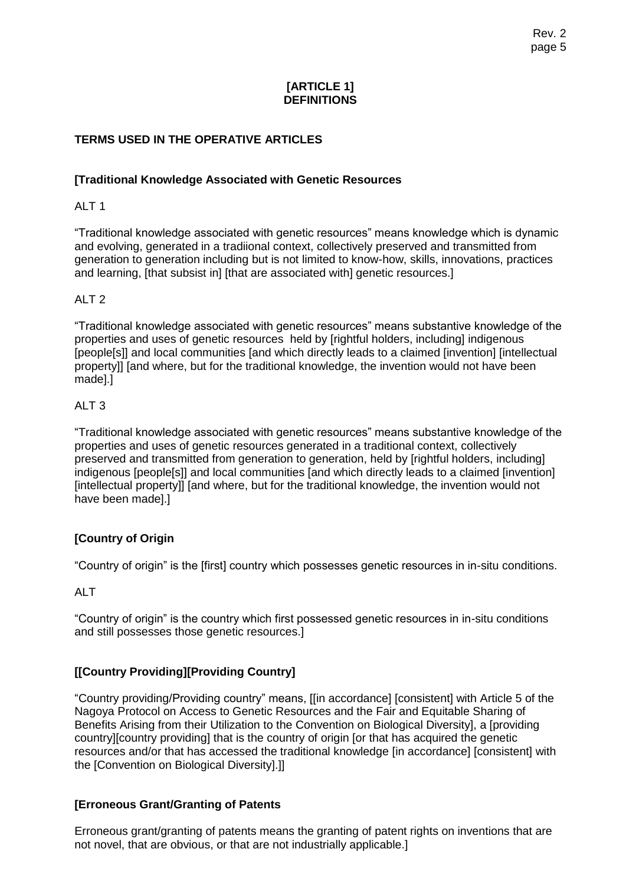## [ARTICLE 1]
## DEFINITIONS

### TERMS USED IN THE OPERATIVE ARTICLES

**[Traditional Knowledge Associated with Genetic Resources**

ALT 1

"Traditional knowledge associated with genetic resources" means knowledge which is dynamic and evolving, generated in a tradiional context, collectively preserved and transmitted from generation to generation including but is not limited to know-how, skills, innovations, practices and learning, [that subsist in] [that are associated with] genetic resources.]

ALT 2

"Traditional knowledge associated with genetic resources" means substantive knowledge of the properties and uses of genetic resources held by [rightful holders, including] indigenous [people[s]] and local communities [and which directly leads to a claimed [invention] [intellectual property]] [and where, but for the traditional knowledge, the invention would not have been made].]

ALT 3

"Traditional knowledge associated with genetic resources" means substantive knowledge of the properties and uses of genetic resources generated in a traditional context, collectively preserved and transmitted from generation to generation, held by [rightful holders, including] indigenous [people[s]] and local communities [and which directly leads to a claimed [invention] [intellectual property]] [and where, but for the traditional knowledge, the invention would not have been made].]

**[Country of Origin**

"Country of origin" is the [first] country which possesses genetic resources in in-situ conditions.

ALT

"Country of origin" is the country which first possessed genetic resources in in-situ conditions and still possesses those genetic resources.]

**[[Country Providing][Providing Country]**

"Country providing/Providing country" means, [[in accordance] [consistent] with Article 5 of the Nagoya Protocol on Access to Genetic Resources and the Fair and Equitable Sharing of Benefits Arising from their Utilization to the Convention on Biological Diversity], a [providing country][country providing] that is the country of origin [or that has acquired the genetic resources and/or that has accessed the traditional knowledge [in accordance] [consistent] with the [Convention on Biological Diversity].]]

**[Erroneous Grant/Granting of Patents**

Erroneous grant/granting of patents means the granting of patent rights on inventions that are not novel, that are obvious, or that are not industrially applicable.]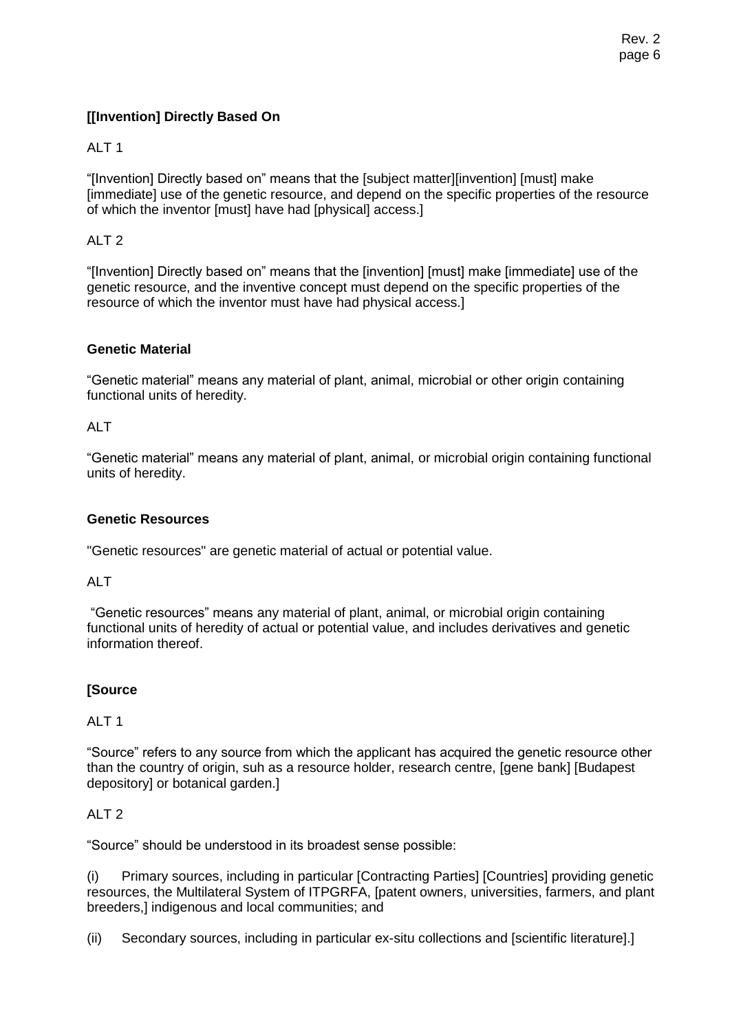**[[Invention] Directly Based On**

ALT 1

“[Invention] Directly based on” means that the [subject matter][invention] [must] make [immediate] use of the genetic resource, and depend on the specific properties of the resource of which the inventor [must] have had [physical] access.]

ALT 2

“[Invention] Directly based on” means that the [invention] [must] make [immediate] use of the genetic resource, and the inventive concept must depend on the specific properties of the resource of which the inventor must have had physical access.]

**Genetic Material**

“Genetic material” means any material of plant, animal, microbial or other origin containing functional units of heredity.

ALT

“Genetic material” means any material of plant, animal, or microbial origin containing functional units of heredity.

**Genetic Resources**

"Genetic resources" are genetic material of actual or potential value.

ALT

“Genetic resources” means any material of plant, animal, or microbial origin containing functional units of heredity of actual or potential value, and includes derivatives and genetic information thereof.

**[Source**

ALT 1

“Source” refers to any source from which the applicant has acquired the genetic resource other than the country of origin, suh as a resource holder, research centre, [gene bank] [Budapest depository] or botanical garden.]

ALT 2

“Source” should be understood in its broadest sense possible:

(i) Primary sources, including in particular [Contracting Parties] [Countries] providing genetic resources, the Multilateral System of ITPGRFA, [patent owners, universities, farmers, and plant breeders,] indigenous and local communities; and

(ii) Secondary sources, including in particular ex-situ collections and [scientific literature].]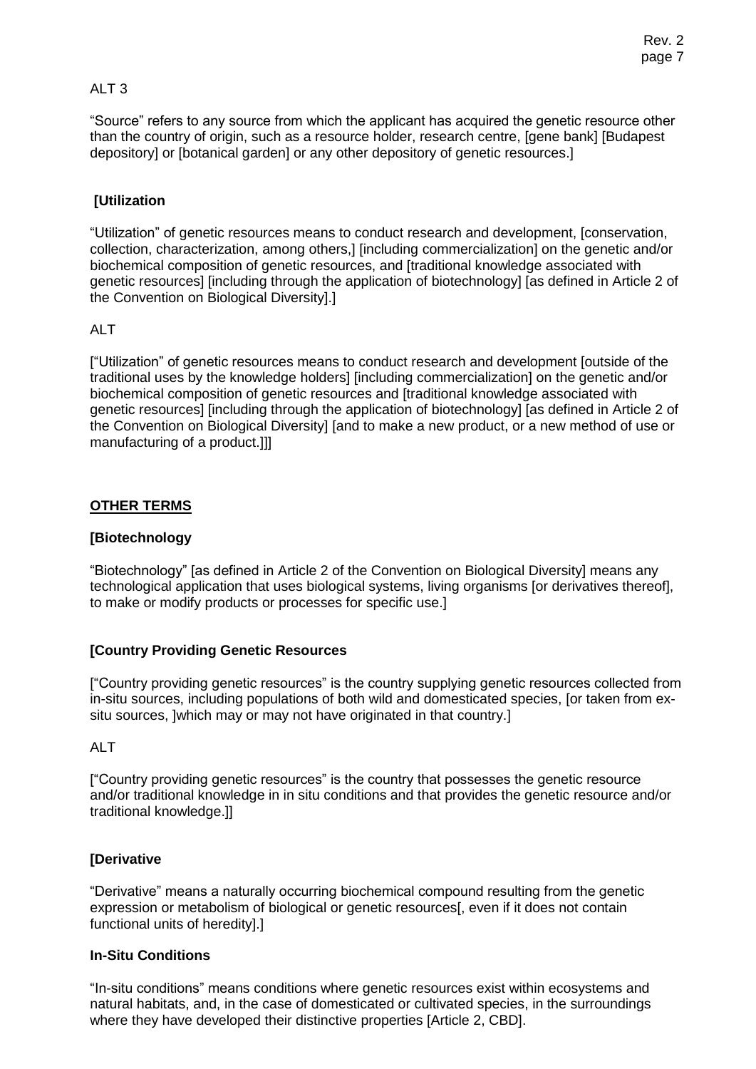ALT 3

"Source" refers to any source from which the applicant has acquired the genetic resource other than the country of origin, such as a resource holder, research centre, [gene bank] [Budapest depository] or [botanical garden] or any other depository of genetic resources.]

**[Utilization**

"Utilization" of genetic resources means to conduct research and development, [conservation, collection, characterization, among others,] [including commercialization] on the genetic and/or biochemical composition of genetic resources, and [traditional knowledge associated with genetic resources] [including through the application of biotechnology] [as defined in Article 2 of the Convention on Biological Diversity].]

ALT

["Utilization" of genetic resources means to conduct research and development [outside of the traditional uses by the knowledge holders] [including commercialization] on the genetic and/or biochemical composition of genetic resources and [traditional knowledge associated with genetic resources] [including through the application of biotechnology] [as defined in Article 2 of the Convention on Biological Diversity] [and to make a new product, or a new method of use or manufacturing of a product.]]]

**OTHER TERMS**

**[Biotechnology**

"Biotechnology" [as defined in Article 2 of the Convention on Biological Diversity] means any technological application that uses biological systems, living organisms [or derivatives thereof], to make or modify products or processes for specific use.]

**[Country Providing Genetic Resources**

["Country providing genetic resources" is the country supplying genetic resources collected from in-situ sources, including populations of both wild and domesticated species, [or taken from ex-situ sources, ]which may or may not have originated in that country.]

ALT

["Country providing genetic resources" is the country that possesses the genetic resource and/or traditional knowledge in in situ conditions and that provides the genetic resource and/or traditional knowledge.]]

**[Derivative**

"Derivative" means a naturally occurring biochemical compound resulting from the genetic expression or metabolism of biological or genetic resources[, even if it does not contain functional units of heredity].]

**In-Situ Conditions**

"In-situ conditions" means conditions where genetic resources exist within ecosystems and natural habitats, and, in the case of domesticated or cultivated species, in the surroundings where they have developed their distinctive properties [Article 2, CBD].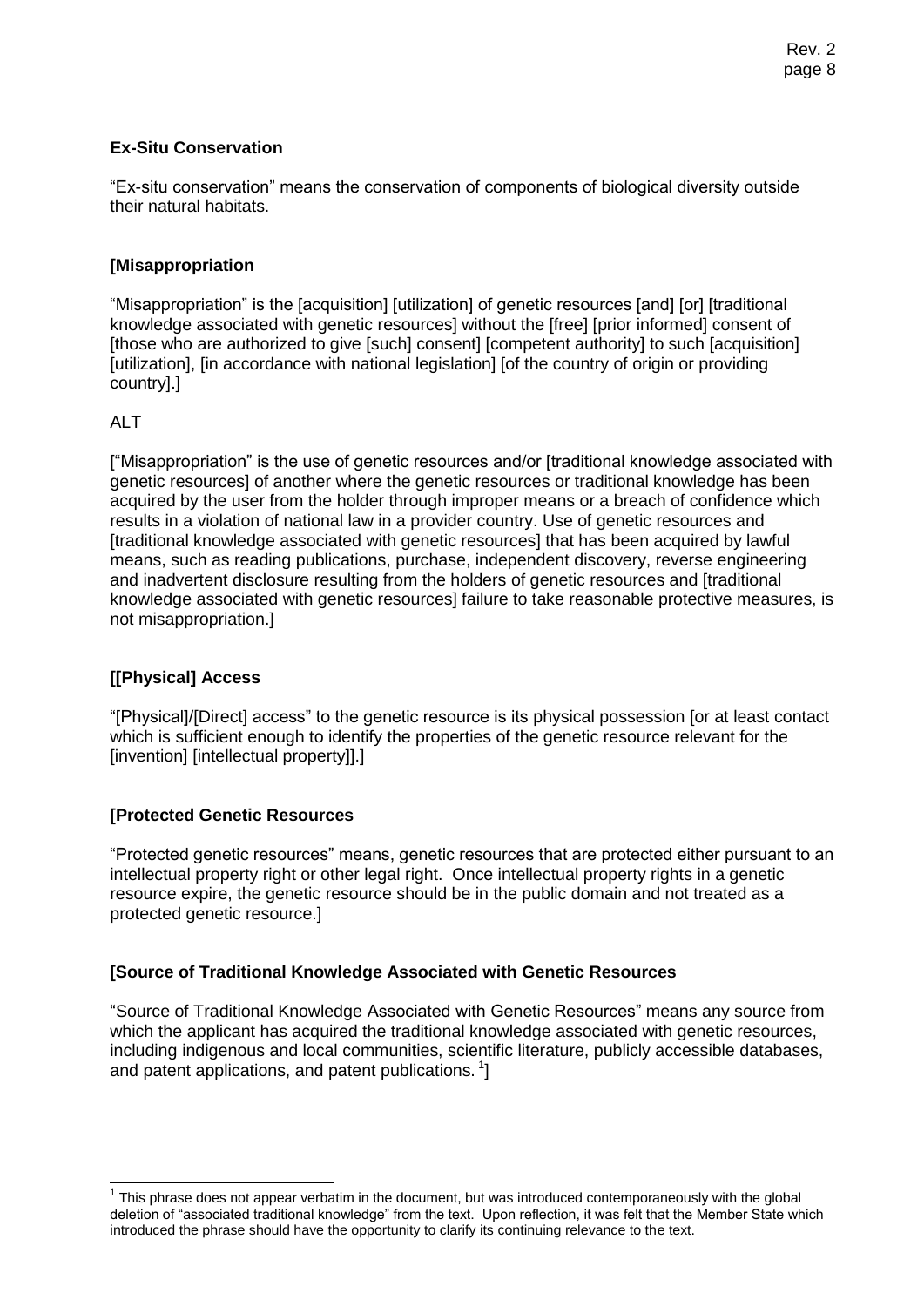**Ex-Situ Conservation**

"Ex-situ conservation" means the conservation of components of biological diversity outside their natural habitats.

**[Misappropriation**

"Misappropriation" is the [acquisition] [utilization] of genetic resources [and] [or] [traditional knowledge associated with genetic resources] without the [free] [prior informed] consent of [those who are authorized to give [such] consent] [competent authority] to such [acquisition] [utilization], [in accordance with national legislation] [of the country of origin or providing country].]

ALT

["Misappropriation" is the use of genetic resources and/or [traditional knowledge associated with genetic resources] of another where the genetic resources or traditional knowledge has been acquired by the user from the holder through improper means or a breach of confidence which results in a violation of national law in a provider country. Use of genetic resources and [traditional knowledge associated with genetic resources] that has been acquired by lawful means, such as reading publications, purchase, independent discovery, reverse engineering and inadvertent disclosure resulting from the holders of genetic resources and [traditional knowledge associated with genetic resources] failure to take reasonable protective measures, is not misappropriation.]

**[[Physical] Access**

"[Physical]/[Direct] access" to the genetic resource is its physical possession [or at least contact which is sufficient enough to identify the properties of the genetic resource relevant for the [invention] [intellectual property]].]

**[Protected Genetic Resources**

"Protected genetic resources" means, genetic resources that are protected either pursuant to an intellectual property right or other legal right. Once intellectual property rights in a genetic resource expire, the genetic resource should be in the public domain and not treated as a protected genetic resource.]

**[Source of Traditional Knowledge Associated with Genetic Resources**

"Source of Traditional Knowledge Associated with Genetic Resources" means any source from which the applicant has acquired the traditional knowledge associated with genetic resources, including indigenous and local communities, scientific literature, publicly accessible databases, and patent applications, and patent publications. [1]]

---

[1] This phrase does not appear verbatim in the document, but was introduced contemporaneously with the global deletion of "associated traditional knowledge" from the text. Upon reflection, it was felt that the Member State which introduced the phrase should have the opportunity to clarify its continuing relevance to the text.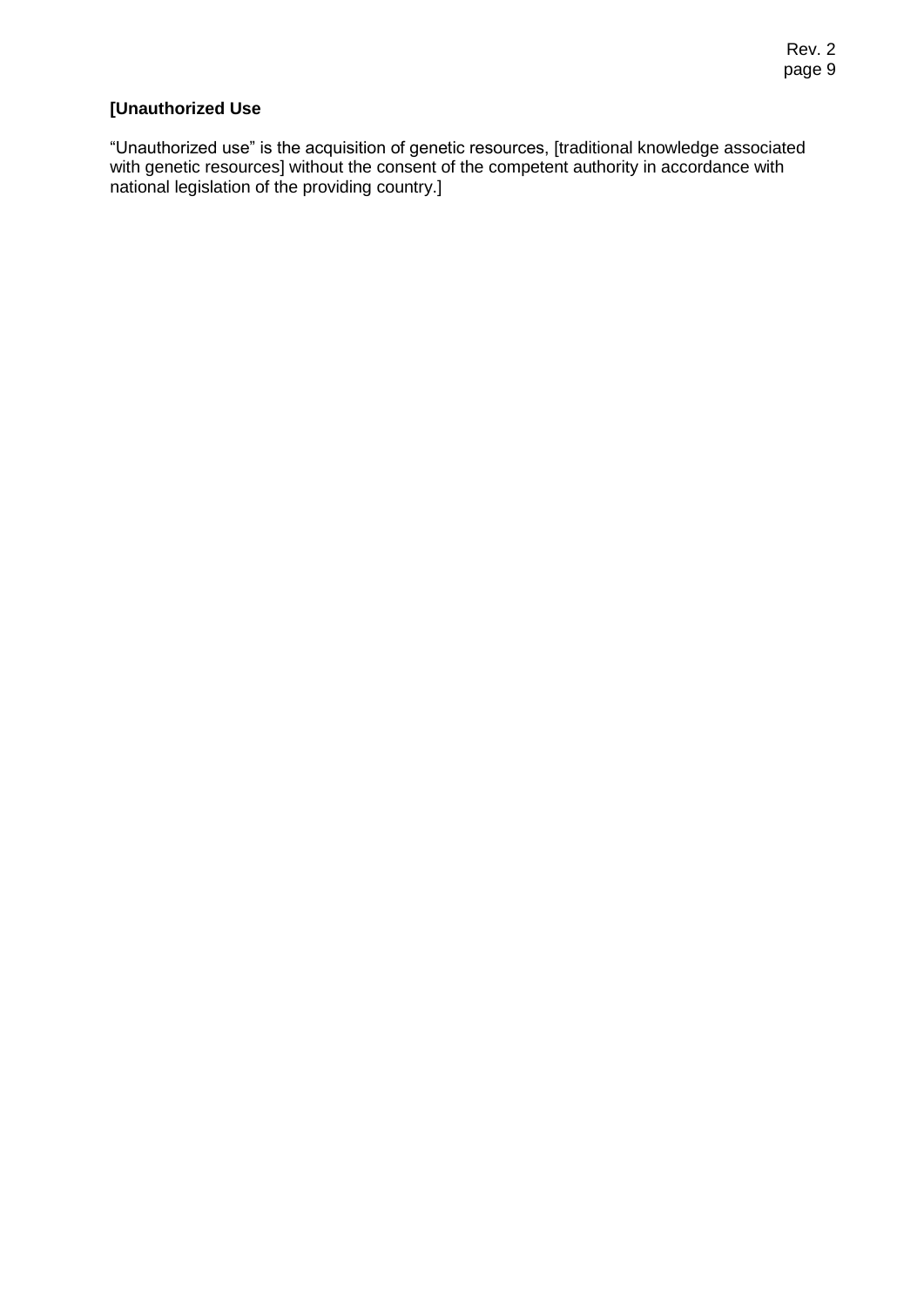**[Unauthorized Use**

"Unauthorized use" is the acquisition of genetic resources, [traditional knowledge associated with genetic resources] without the consent of the competent authority in accordance with national legislation of the providing country.]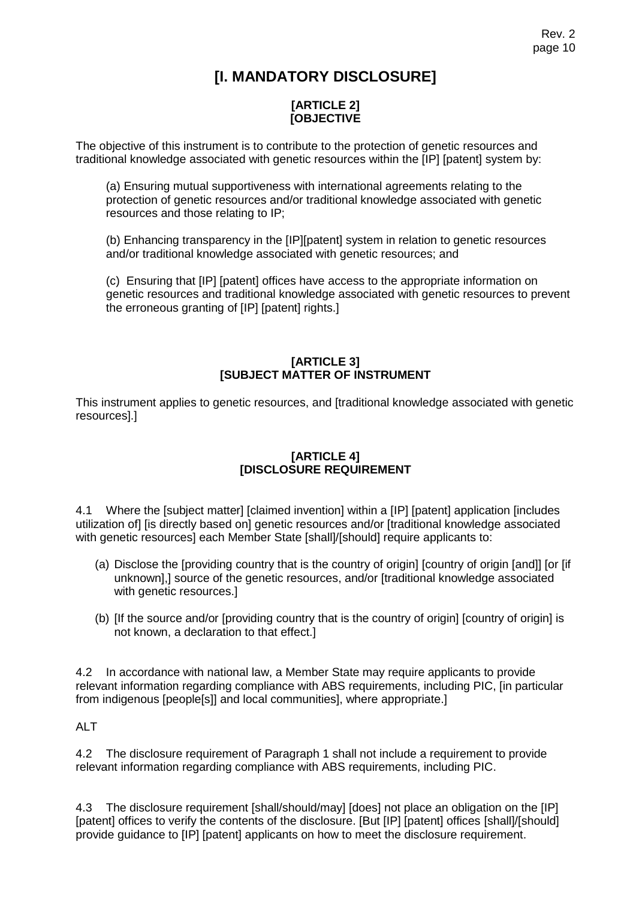# [I. MANDATORY DISCLOSURE]

### [ARTICLE 2]
### [OBJECTIVE

The objective of this instrument is to contribute to the protection of genetic resources and traditional knowledge associated with genetic resources within the [IP] [patent] system by:

(a) Ensuring mutual supportiveness with international agreements relating to the protection of genetic resources and/or traditional knowledge associated with genetic resources and those relating to IP;

(b) Enhancing transparency in the [IP][patent] system in relation to genetic resources and/or traditional knowledge associated with genetic resources; and

(c) Ensuring that [IP] [patent] offices have access to the appropriate information on genetic resources and traditional knowledge associated with genetic resources to prevent the erroneous granting of [IP] [patent] rights.]

### [ARTICLE 3]
### [SUBJECT MATTER OF INSTRUMENT

This instrument applies to genetic resources, and [traditional knowledge associated with genetic resources].]

### [ARTICLE 4]
### [DISCLOSURE REQUIREMENT

4.1 Where the [subject matter] [claimed invention] within a [IP] [patent] application [includes utilization of] [is directly based on] genetic resources and/or [traditional knowledge associated with genetic resources] each Member State [shall]/[should] require applicants to:

(a) Disclose the [providing country that is the country of origin] [country of origin [and]] [or [if unknown],] source of the genetic resources, and/or [traditional knowledge associated with genetic resources.]

(b) [If the source and/or [providing country that is the country of origin] [country of origin] is not known, a declaration to that effect.]

4.2 In accordance with national law, a Member State may require applicants to provide relevant information regarding compliance with ABS requirements, including PIC, [in particular from indigenous [people[s]] and local communities], where appropriate.]

ALT

4.2 The disclosure requirement of Paragraph 1 shall not include a requirement to provide relevant information regarding compliance with ABS requirements, including PIC.

4.3 The disclosure requirement [shall/should/may] [does] not place an obligation on the [IP] [patent] offices to verify the contents of the disclosure. [But [IP] [patent] offices [shall]/[should] provide guidance to [IP] [patent] applicants on how to meet the disclosure requirement.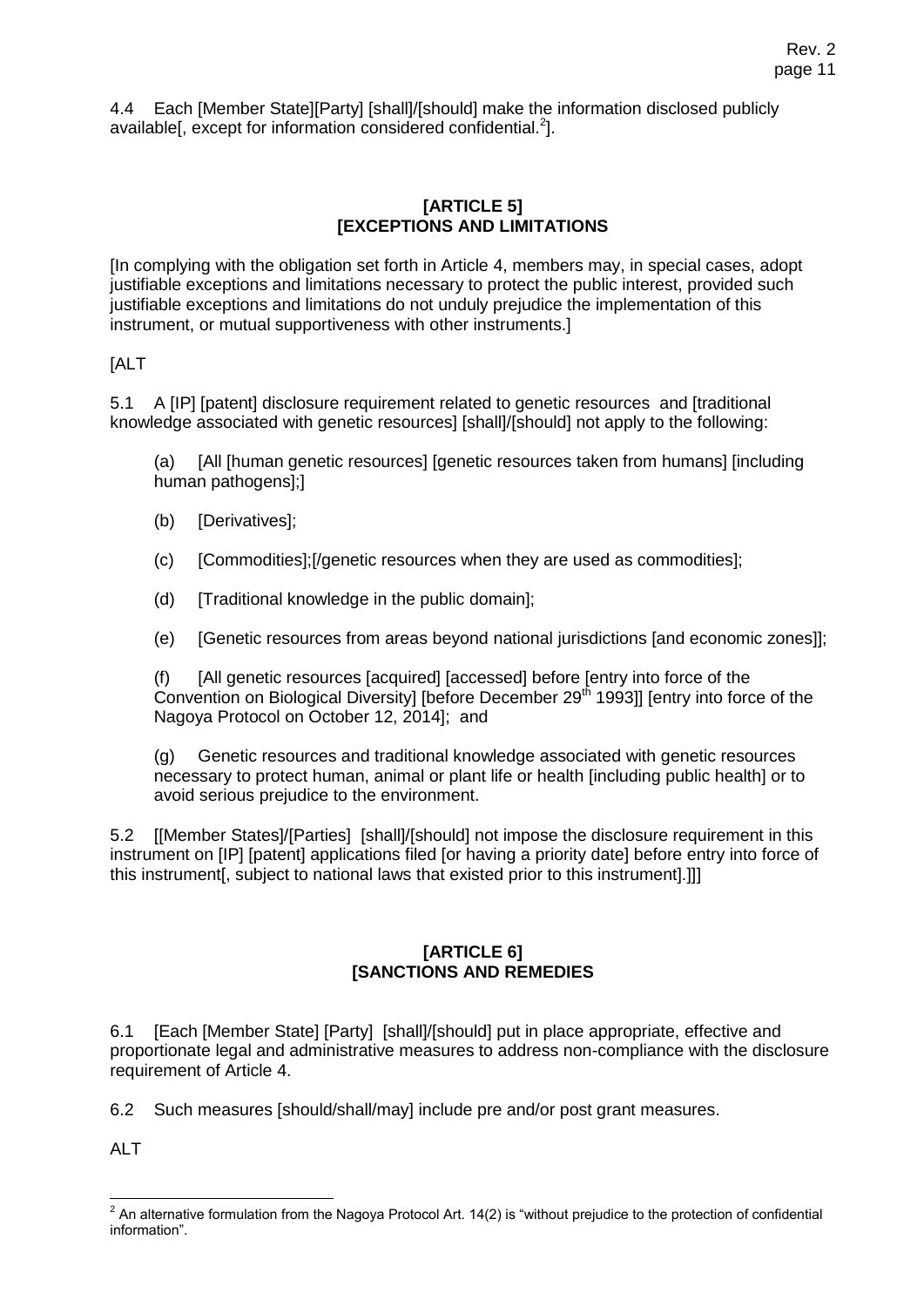4.4 Each [Member State][Party] [shall]/[should] make the information disclosed publicly available[, except for information considered confidential.[2]].

**[ARTICLE 5]**
**[EXCEPTIONS AND LIMITATIONS**

[In complying with the obligation set forth in Article 4, members may, in special cases, adopt justifiable exceptions and limitations necessary to protect the public interest, provided such justifiable exceptions and limitations do not unduly prejudice the implementation of this instrument, or mutual supportiveness with other instruments.]

[ALT

5.1 A [IP] [patent] disclosure requirement related to genetic resources and [traditional knowledge associated with genetic resources] [shall]/[should] not apply to the following:

(a) [All [human genetic resources] [genetic resources taken from humans] [including human pathogens];]

(b) [Derivatives];

(c) [Commodities];[/genetic resources when they are used as commodities];

(d) [Traditional knowledge in the public domain];

(e) [Genetic resources from areas beyond national jurisdictions [and economic zones]];

(f) [All genetic resources [acquired] [accessed] before [entry into force of the Convention on Biological Diversity] [before December 29th 1993]] [entry into force of the Nagoya Protocol on October 12, 2014]; and

(g) Genetic resources and traditional knowledge associated with genetic resources necessary to protect human, animal or plant life or health [including public health] or to avoid serious prejudice to the environment.

5.2 [[Member States]/[Parties] [shall]/[should] not impose the disclosure requirement in this instrument on [IP] [patent] applications filed [or having a priority date] before entry into force of this instrument[, subject to national laws that existed prior to this instrument].]]]

**[ARTICLE 6]**
**[SANCTIONS AND REMEDIES**

6.1 [Each [Member State] [Party] [shall]/[should] put in place appropriate, effective and proportionate legal and administrative measures to address non-compliance with the disclosure requirement of Article 4.

6.2 Such measures [should/shall/may] include pre and/or post grant measures.

ALT

[2] An alternative formulation from the Nagoya Protocol Art. 14(2) is "without prejudice to the protection of confidential information".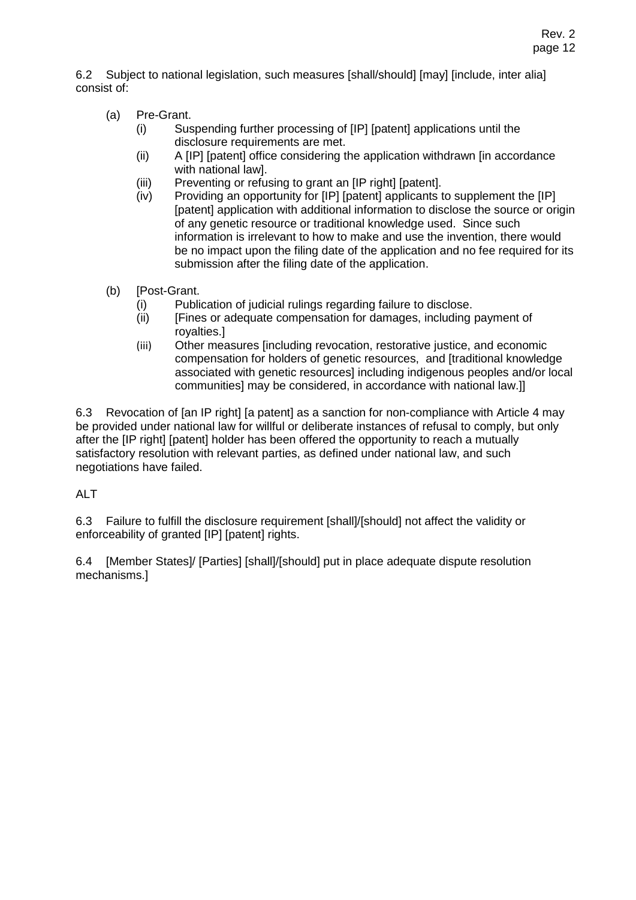6.2 Subject to national legislation, such measures [shall/should] [may] [include, inter alia] consist of:

- (a) Pre-Grant.
  - (i) Suspending further processing of [IP] [patent] applications until the disclosure requirements are met.
  - (ii) A [IP] [patent] office considering the application withdrawn [in accordance with national law].
  - (iii) Preventing or refusing to grant an [IP right] [patent].
  - (iv) Providing an opportunity for [IP] [patent] applicants to supplement the [IP] [patent] application with additional information to disclose the source or origin of any genetic resource or traditional knowledge used. Since such information is irrelevant to how to make and use the invention, there would be no impact upon the filing date of the application and no fee required for its submission after the filing date of the application.

- (b) [Post-Grant.
  - (i) Publication of judicial rulings regarding failure to disclose.
  - (ii) [Fines or adequate compensation for damages, including payment of royalties.]
  - (iii) Other measures [including revocation, restorative justice, and economic compensation for holders of genetic resources, and [traditional knowledge associated with genetic resources] including indigenous peoples and/or local communities] may be considered, in accordance with national law.]]

6.3 Revocation of [an IP right] [a patent] as a sanction for non-compliance with Article 4 may be provided under national law for willful or deliberate instances of refusal to comply, but only after the [IP right] [patent] holder has been offered the opportunity to reach a mutually satisfactory resolution with relevant parties, as defined under national law, and such negotiations have failed.

ALT

6.3 Failure to fulfill the disclosure requirement [shall]/[should] not affect the validity or enforceability of granted [IP] [patent] rights.

6.4 [Member States]/ [Parties] [shall]/[should] put in place adequate dispute resolution mechanisms.]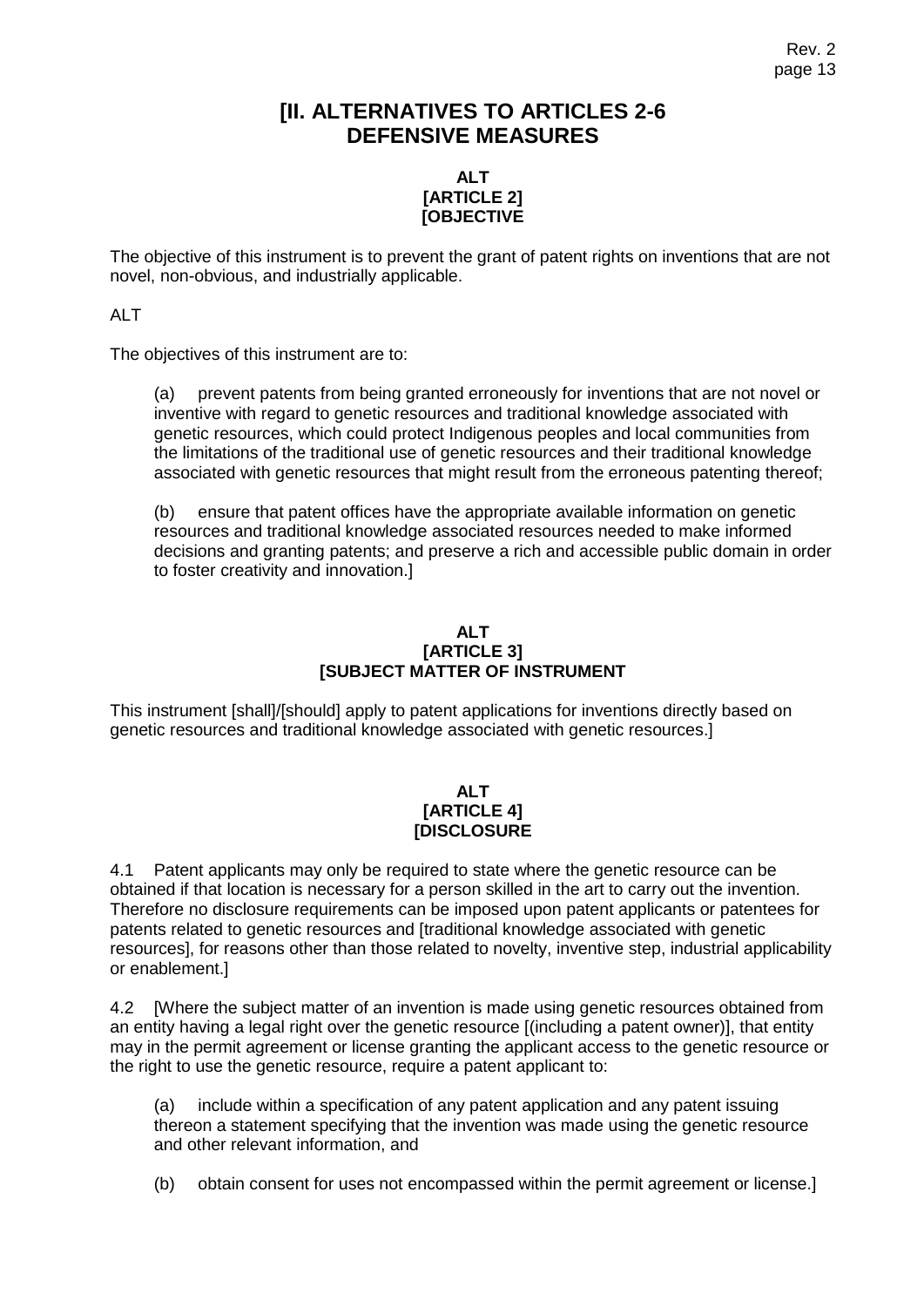# [II. ALTERNATIVES TO ARTICLES 2-6 DEFENSIVE MEASURES

**ALT**
**[ARTICLE 2]**
**[OBJECTIVE**

The objective of this instrument is to prevent the grant of patent rights on inventions that are not novel, non-obvious, and industrially applicable.

ALT

The objectives of this instrument are to:

(a) prevent patents from being granted erroneously for inventions that are not novel or inventive with regard to genetic resources and traditional knowledge associated with genetic resources, which could protect Indigenous peoples and local communities from the limitations of the traditional use of genetic resources and their traditional knowledge associated with genetic resources that might result from the erroneous patenting thereof;

(b) ensure that patent offices have the appropriate available information on genetic resources and traditional knowledge associated resources needed to make informed decisions and granting patents; and preserve a rich and accessible public domain in order to foster creativity and innovation.]

**ALT**
**[ARTICLE 3]**
**[SUBJECT MATTER OF INSTRUMENT**

This instrument [shall]/[should] apply to patent applications for inventions directly based on genetic resources and traditional knowledge associated with genetic resources.]

**ALT**
**[ARTICLE 4]**
**[DISCLOSURE**

4.1 Patent applicants may only be required to state where the genetic resource can be obtained if that location is necessary for a person skilled in the art to carry out the invention. Therefore no disclosure requirements can be imposed upon patent applicants or patentees for patents related to genetic resources and [traditional knowledge associated with genetic resources], for reasons other than those related to novelty, inventive step, industrial applicability or enablement.]

4.2 [Where the subject matter of an invention is made using genetic resources obtained from an entity having a legal right over the genetic resource [(including a patent owner)], that entity may in the permit agreement or license granting the applicant access to the genetic resource or the right to use the genetic resource, require a patent applicant to:

(a) include within a specification of any patent application and any patent issuing thereon a statement specifying that the invention was made using the genetic resource and other relevant information, and

(b) obtain consent for uses not encompassed within the permit agreement or license.]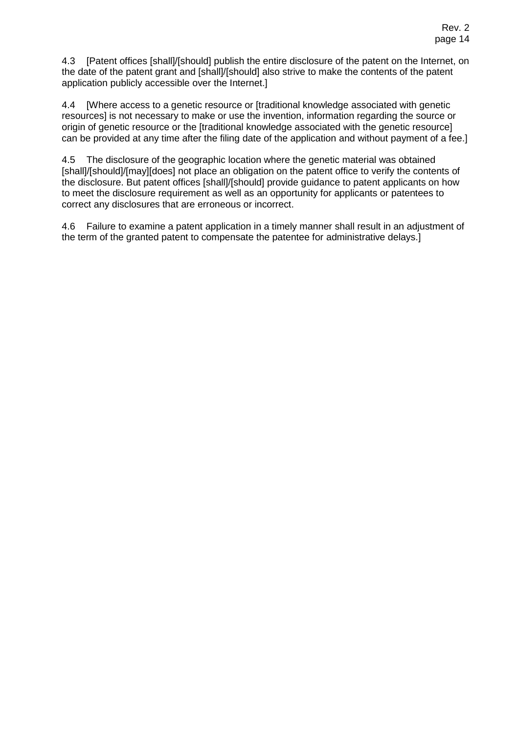4.3 [Patent offices [shall]/[should] publish the entire disclosure of the patent on the Internet, on the date of the patent grant and [shall]/[should] also strive to make the contents of the patent application publicly accessible over the Internet.]

4.4 [Where access to a genetic resource or [traditional knowledge associated with genetic resources] is not necessary to make or use the invention, information regarding the source or origin of genetic resource or the [traditional knowledge associated with the genetic resource] can be provided at any time after the filing date of the application and without payment of a fee.]

4.5 The disclosure of the geographic location where the genetic material was obtained [shall]/[should]/[may][does] not place an obligation on the patent office to verify the contents of the disclosure. But patent offices [shall]/[should] provide guidance to patent applicants on how to meet the disclosure requirement as well as an opportunity for applicants or patentees to correct any disclosures that are erroneous or incorrect.

4.6 Failure to examine a patent application in a timely manner shall result in an adjustment of the term of the granted patent to compensate the patentee for administrative delays.]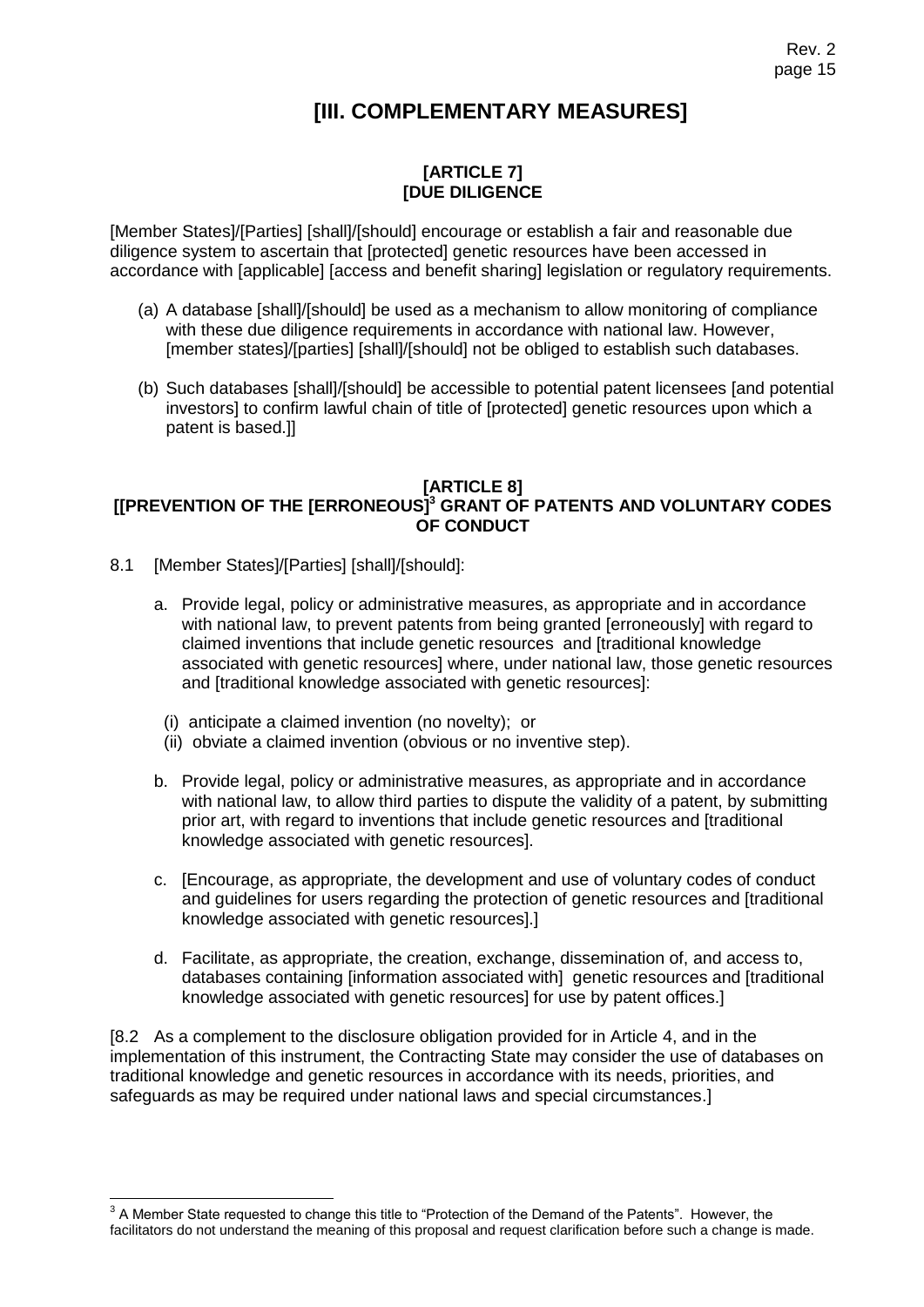# [III. COMPLEMENTARY MEASURES]

**[ARTICLE 7]**
**[DUE DILIGENCE**

[Member States]/[Parties] [shall]/[should] encourage or establish a fair and reasonable due diligence system to ascertain that [protected] genetic resources have been accessed in accordance with [applicable] [access and benefit sharing] legislation or regulatory requirements.

(a) A database [shall]/[should] be used as a mechanism to allow monitoring of compliance with these due diligence requirements in accordance with national law. However, [member states]/[parties] [shall]/[should] not be obliged to establish such databases.

(b) Such databases [shall]/[should] be accessible to potential patent licensees [and potential investors] to confirm lawful chain of title of [protected] genetic resources upon which a patent is based.]]

**[ARTICLE 8]**
**[[PREVENTION OF THE [ERRONEOUS][3] GRANT OF PATENTS AND VOLUNTARY CODES OF CONDUCT**

8.1 [Member States]/[Parties] [shall]/[should]:

a. Provide legal, policy or administrative measures, as appropriate and in accordance with national law, to prevent patents from being granted [erroneously] with regard to claimed inventions that include genetic resources and [traditional knowledge associated with genetic resources] where, under national law, those genetic resources and [traditional knowledge associated with genetic resources]:

   (i) anticipate a claimed invention (no novelty); or
   (ii) obviate a claimed invention (obvious or no inventive step).

b. Provide legal, policy or administrative measures, as appropriate and in accordance with national law, to allow third parties to dispute the validity of a patent, by submitting prior art, with regard to inventions that include genetic resources and [traditional knowledge associated with genetic resources].

c. [Encourage, as appropriate, the development and use of voluntary codes of conduct and guidelines for users regarding the protection of genetic resources and [traditional knowledge associated with genetic resources].]

d. Facilitate, as appropriate, the creation, exchange, dissemination of, and access to, databases containing [information associated with] genetic resources and [traditional knowledge associated with genetic resources] for use by patent offices.]

[8.2 As a complement to the disclosure obligation provided for in Article 4, and in the implementation of this instrument, the Contracting State may consider the use of databases on traditional knowledge and genetic resources in accordance with its needs, priorities, and safeguards as may be required under national laws and special circumstances.]

---

[3] A Member State requested to change this title to "Protection of the Demand of the Patents". However, the facilitators do not understand the meaning of this proposal and request clarification before such a change is made.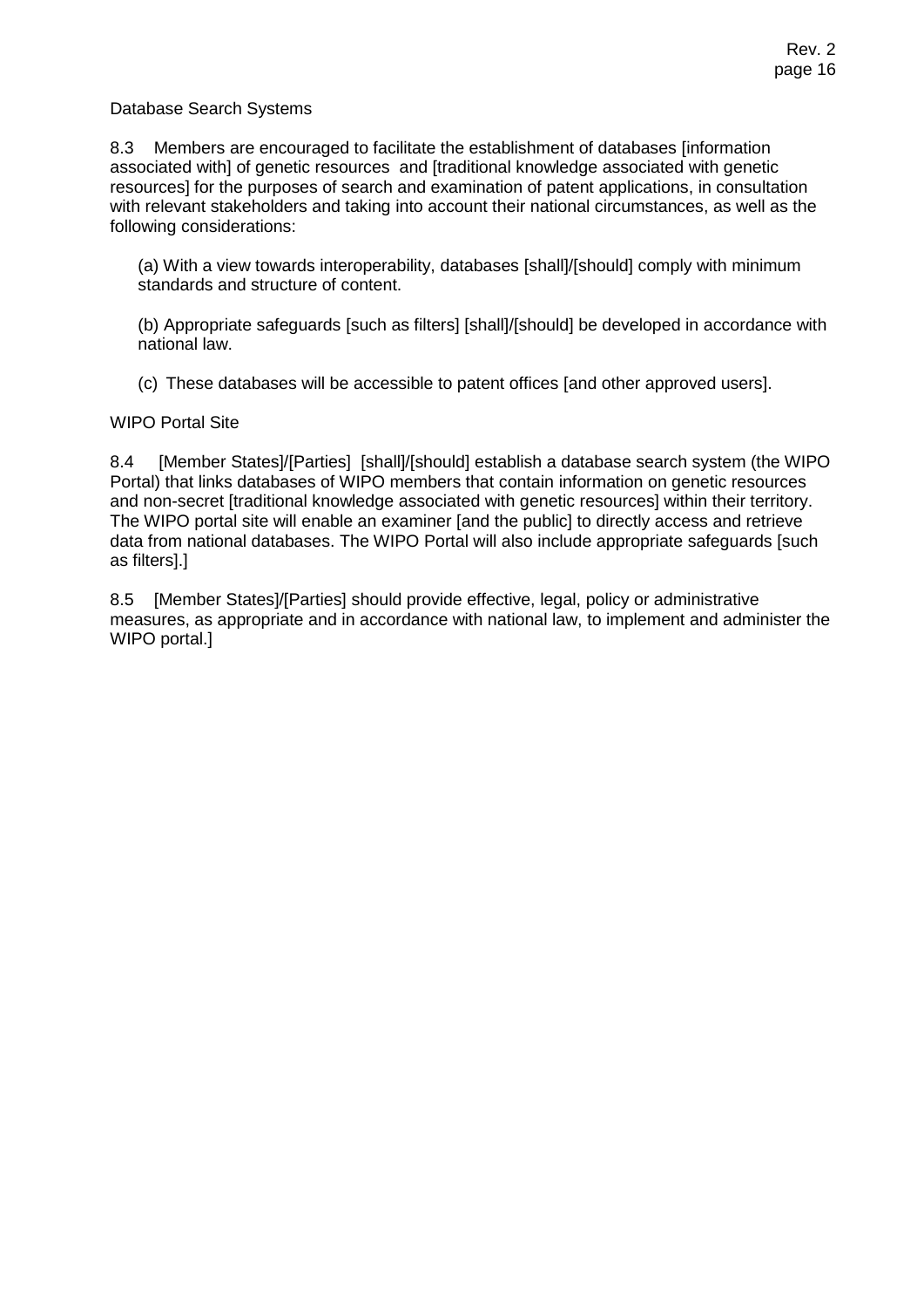Database Search Systems

8.3 Members are encouraged to facilitate the establishment of databases [information associated with] of genetic resources and [traditional knowledge associated with genetic resources] for the purposes of search and examination of patent applications, in consultation with relevant stakeholders and taking into account their national circumstances, as well as the following considerations:

(a) With a view towards interoperability, databases [shall]/[should] comply with minimum standards and structure of content.

(b) Appropriate safeguards [such as filters] [shall]/[should] be developed in accordance with national law.

(c) These databases will be accessible to patent offices [and other approved users].

WIPO Portal Site

8.4 [Member States]/[Parties] [shall]/[should] establish a database search system (the WIPO Portal) that links databases of WIPO members that contain information on genetic resources and non-secret [traditional knowledge associated with genetic resources] within their territory. The WIPO portal site will enable an examiner [and the public] to directly access and retrieve data from national databases. The WIPO Portal will also include appropriate safeguards [such as filters].]

8.5 [Member States]/[Parties] should provide effective, legal, policy or administrative measures, as appropriate and in accordance with national law, to implement and administer the WIPO portal.]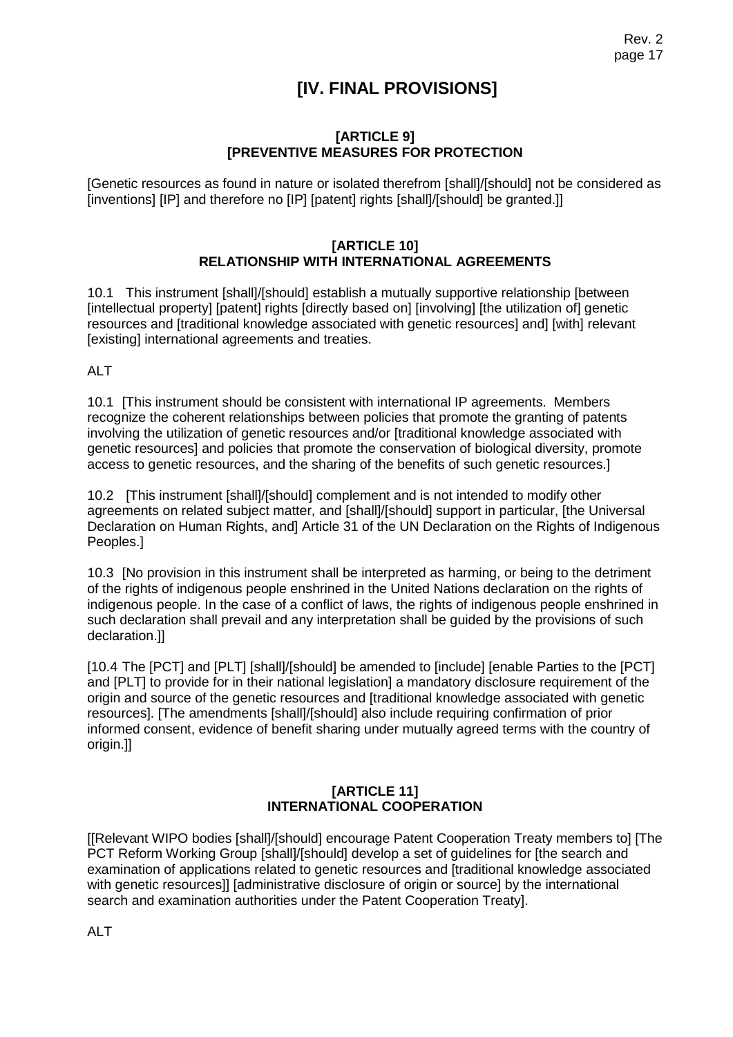# [IV. FINAL PROVISIONS]

**[ARTICLE 9]**
**[PREVENTIVE MEASURES FOR PROTECTION**

[Genetic resources as found in nature or isolated therefrom [shall]/[should] not be considered as [inventions] [IP] and therefore no [IP] [patent] rights [shall]/[should] be granted.]]

**[ARTICLE 10]**
**RELATIONSHIP WITH INTERNATIONAL AGREEMENTS**

10.1 This instrument [shall]/[should] establish a mutually supportive relationship [between [intellectual property] [patent] rights [directly based on] [involving] [the utilization of] genetic resources and [traditional knowledge associated with genetic resources] and] [with] relevant [existing] international agreements and treaties.

ALT

10.1 [This instrument should be consistent with international IP agreements. Members recognize the coherent relationships between policies that promote the granting of patents involving the utilization of genetic resources and/or [traditional knowledge associated with genetic resources] and policies that promote the conservation of biological diversity, promote access to genetic resources, and the sharing of the benefits of such genetic resources.]

10.2 [This instrument [shall]/[should] complement and is not intended to modify other agreements on related subject matter, and [shall]/[should] support in particular, [the Universal Declaration on Human Rights, and] Article 31 of the UN Declaration on the Rights of Indigenous Peoples.]

10.3 [No provision in this instrument shall be interpreted as harming, or being to the detriment of the rights of indigenous people enshrined in the United Nations declaration on the rights of indigenous people. In the case of a conflict of laws, the rights of indigenous people enshrined in such declaration shall prevail and any interpretation shall be guided by the provisions of such declaration.]]

[10.4 The [PCT] and [PLT] [shall]/[should] be amended to [include] [enable Parties to the [PCT] and [PLT] to provide for in their national legislation] a mandatory disclosure requirement of the origin and source of the genetic resources and [traditional knowledge associated with genetic resources]. [The amendments [shall]/[should] also include requiring confirmation of prior informed consent, evidence of benefit sharing under mutually agreed terms with the country of origin.]]

**[ARTICLE 11]**
**INTERNATIONAL COOPERATION**

[[Relevant WIPO bodies [shall]/[should] encourage Patent Cooperation Treaty members to] [The PCT Reform Working Group [shall]/[should] develop a set of guidelines for [the search and examination of applications related to genetic resources and [traditional knowledge associated with genetic resources]] [administrative disclosure of origin or source] by the international search and examination authorities under the Patent Cooperation Treaty].

ALT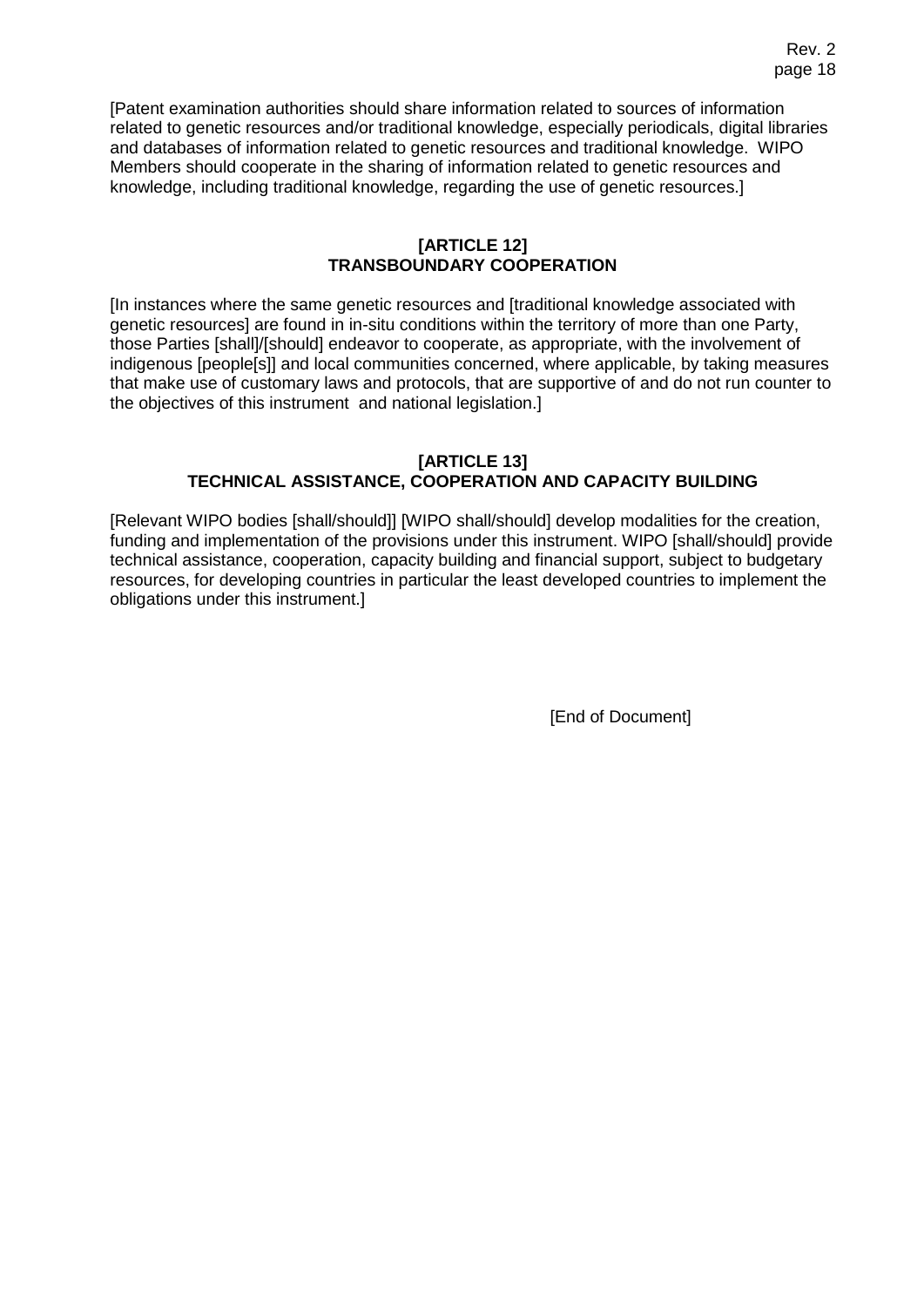[Patent examination authorities should share information related to sources of information related to genetic resources and/or traditional knowledge, especially periodicals, digital libraries and databases of information related to genetic resources and traditional knowledge. WIPO Members should cooperate in the sharing of information related to genetic resources and knowledge, including traditional knowledge, regarding the use of genetic resources.]

### [ARTICLE 12]
### TRANSBOUNDARY COOPERATION

[In instances where the same genetic resources and [traditional knowledge associated with genetic resources] are found in in-situ conditions within the territory of more than one Party, those Parties [shall]/[should] endeavor to cooperate, as appropriate, with the involvement of indigenous [people[s]] and local communities concerned, where applicable, by taking measures that make use of customary laws and protocols, that are supportive of and do not run counter to the objectives of this instrument and national legislation.]

### [ARTICLE 13]
### TECHNICAL ASSISTANCE, COOPERATION AND CAPACITY BUILDING

[Relevant WIPO bodies [shall/should]] [WIPO shall/should] develop modalities for the creation, funding and implementation of the provisions under this instrument. WIPO [shall/should] provide technical assistance, cooperation, capacity building and financial support, subject to budgetary resources, for developing countries in particular the least developed countries to implement the obligations under this instrument.]

[End of Document]